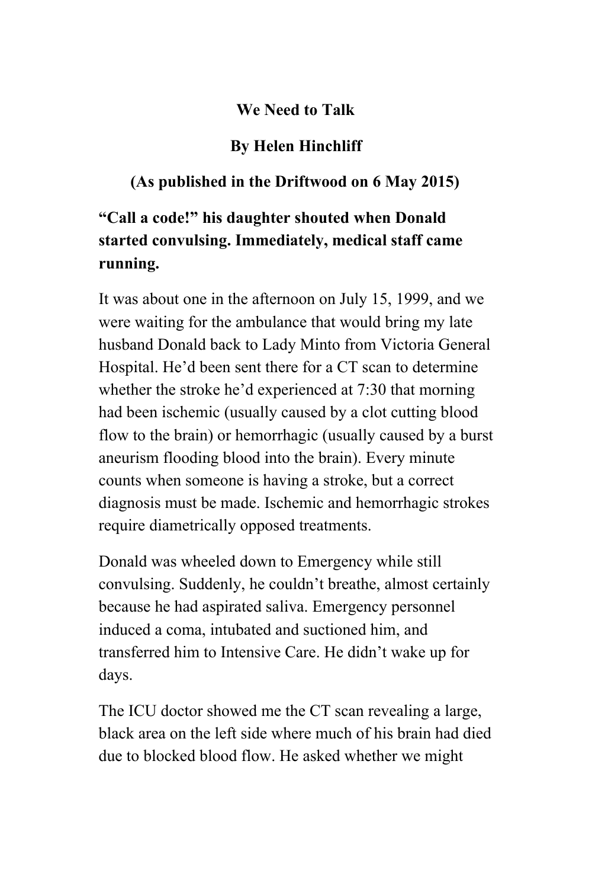# We Need to Talk

**By Helen Hinchliff**

**(As published in the Driftwood on 6 May 2015)**

**“Call a code!” his daughter shouted when Donald started convulsing. Immediately, medical staff came running.**

It was about one in the afternoon on July 15, 1999, and we were waiting for the ambulance that would bring my late husband Donald back to Lady Minto from Victoria General Hospital. He’d been sent there for a CT scan to determine whether the stroke he’d experienced at 7:30 that morning had been ischemic (usually caused by a clot cutting blood flow to the brain) or hemorrhagic (usually caused by a burst aneurism flooding blood into the brain). Every minute counts when someone is having a stroke, but a correct diagnosis must be made. Ischemic and hemorrhagic strokes require diametrically opposed treatments.

Donald was wheeled down to Emergency while still convulsing. Suddenly, he couldn’t breathe, almost certainly because he had aspirated saliva. Emergency personnel induced a coma, intubated and suctioned him, and transferred him to Intensive Care. He didn’t wake up for days.

The ICU doctor showed me the CT scan revealing a large, black area on the left side where much of his brain had died due to blocked blood flow. He asked whether we might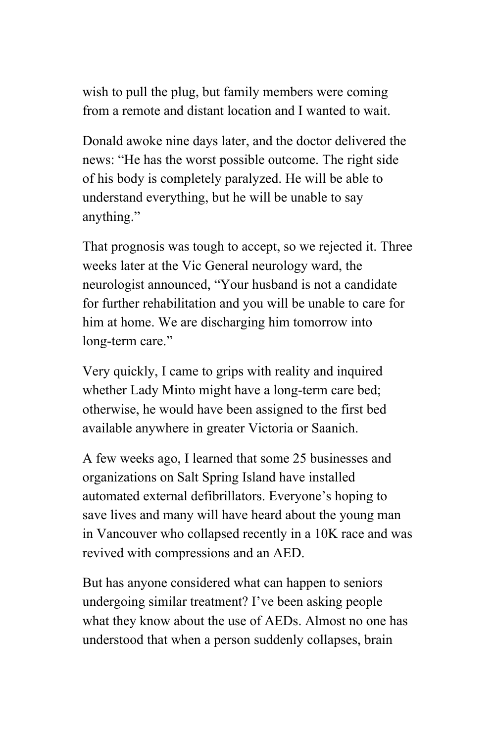wish to pull the plug, but family members were coming from a remote and distant location and I wanted to wait.

Donald awoke nine days later, and the doctor delivered the news: "He has the worst possible outcome. The right side of his body is completely paralyzed. He will be able to understand everything, but he will be unable to say anything."

That prognosis was tough to accept, so we rejected it. Three weeks later at the Vic General neurology ward, the neurologist announced, "Your husband is not a candidate for further rehabilitation and you will be unable to care for him at home. We are discharging him tomorrow into long-term care."

Very quickly, I came to grips with reality and inquired whether Lady Minto might have a long-term care bed; otherwise, he would have been assigned to the first bed available anywhere in greater Victoria or Saanich.

A few weeks ago, I learned that some 25 businesses and organizations on Salt Spring Island have installed automated external defibrillators. Everyone's hoping to save lives and many will have heard about the young man in Vancouver who collapsed recently in a 10K race and was revived with compressions and an AED.

But has anyone considered what can happen to seniors undergoing similar treatment? I've been asking people what they know about the use of AEDs. Almost no one has understood that when a person suddenly collapses, brain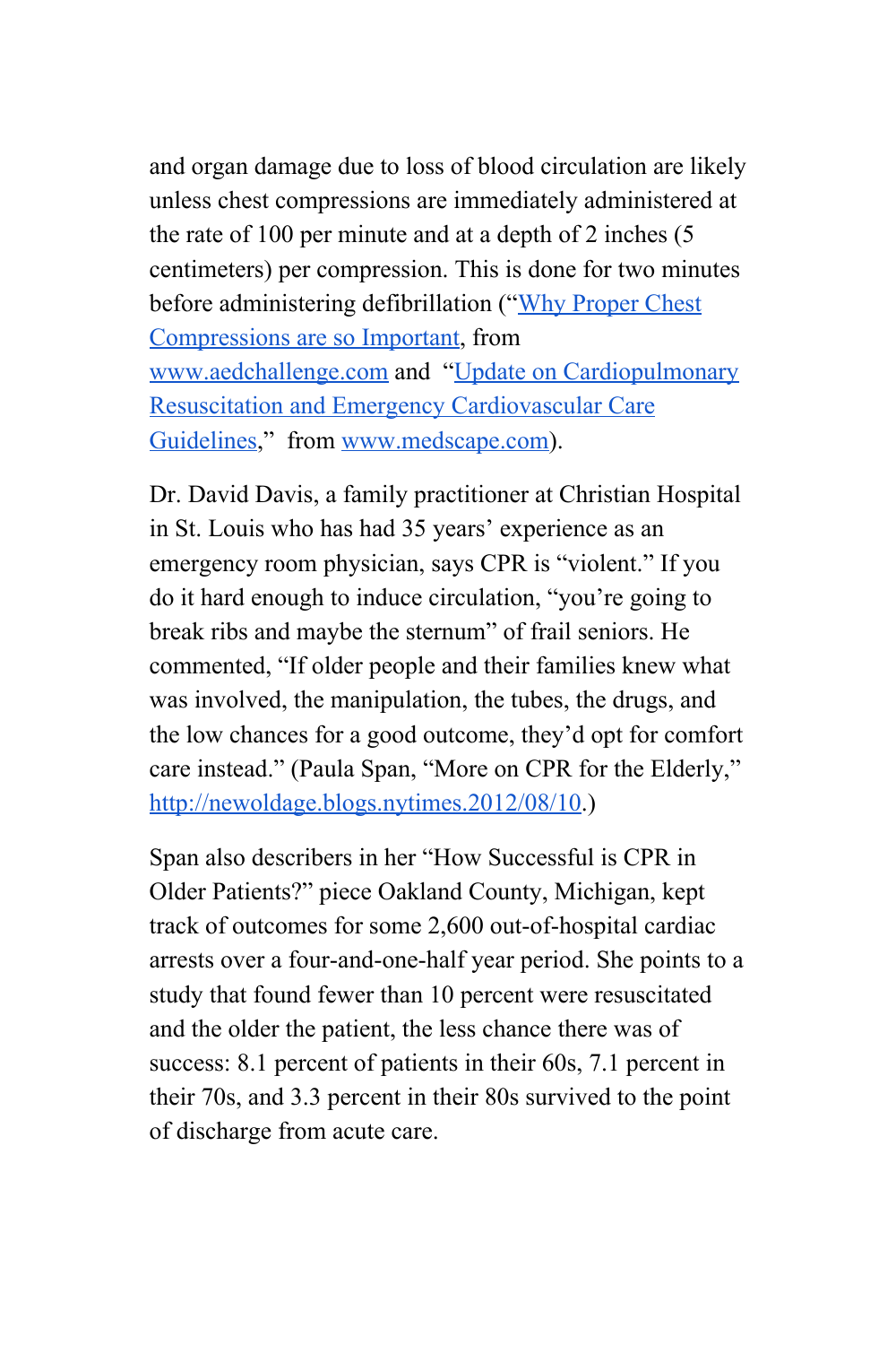and organ damage due to loss of blood circulation are likely unless chest compressions are immediately administered at the rate of 100 per minute and at a depth of 2 inches (5 centimeters) per compression. This is done for two minutes before administering defibrillation ("Why Proper Chest Compressions are so Important, from www.aedchallenge.com and "Update on Cardiopulmonary Resuscitation and Emergency Cardiovascular Care Guidelines," from www.medscape.com).

Dr. David Davis, a family practitioner at Christian Hospital in St. Louis who has had 35 years' experience as an emergency room physician, says CPR is "violent." If you do it hard enough to induce circulation, "you're going to break ribs and maybe the sternum" of frail seniors. He commented, "If older people and their families knew what was involved, the manipulation, the tubes, the drugs, and the low chances for a good outcome, they'd opt for comfort care instead." (Paula Span, "More on CPR for the Elderly," http://newoldage.blogs.nytimes.2012/08/10.)

Span also describers in her "How Successful is CPR in Older Patients?" piece Oakland County, Michigan, kept track of outcomes for some 2,600 out-of-hospital cardiac arrests over a four-and-one-half year period. She points to a study that found fewer than 10 percent were resuscitated and the older the patient, the less chance there was of success: 8.1 percent of patients in their 60s, 7.1 percent in their 70s, and 3.3 percent in their 80s survived to the point of discharge from acute care.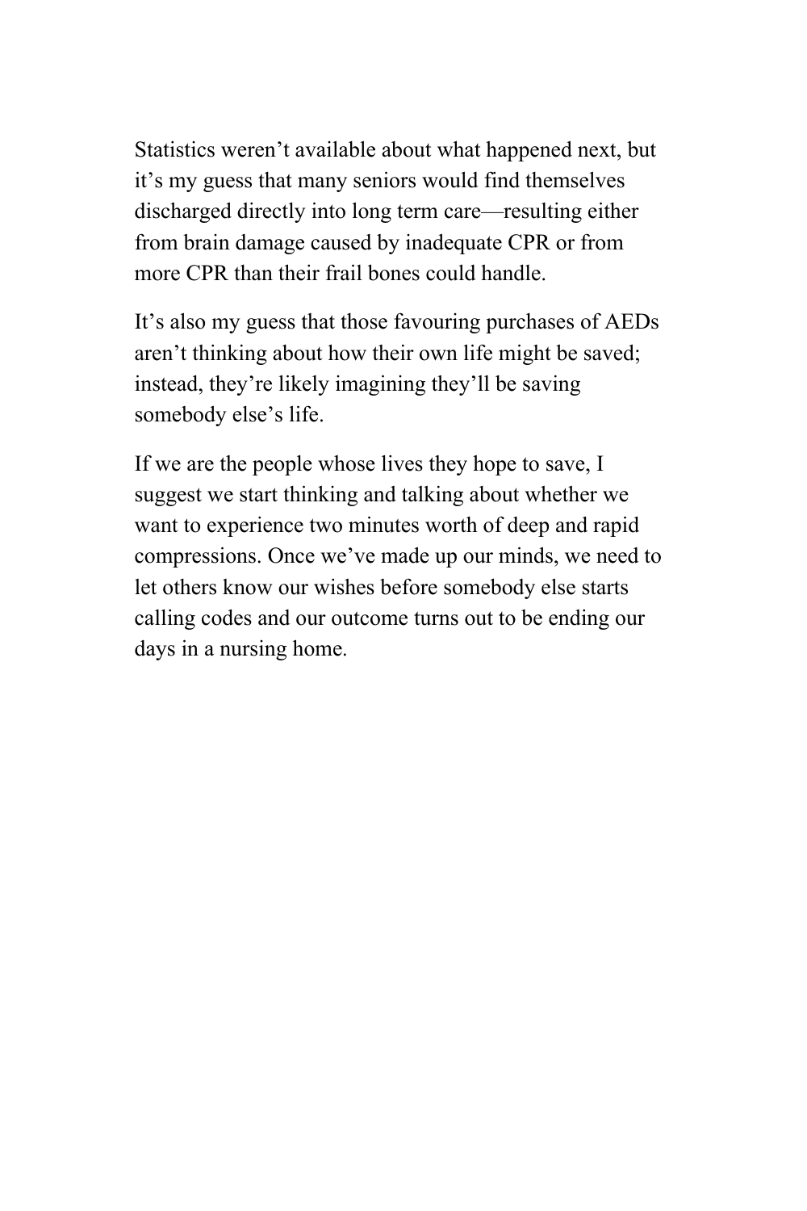Statistics weren't available about what happened next, but it's my guess that many seniors would find themselves discharged directly into long term care—resulting either from brain damage caused by inadequate CPR or from more CPR than their frail bones could handle.

It's also my guess that those favouring purchases of AEDs aren't thinking about how their own life might be saved; instead, they're likely imagining they'll be saving somebody else's life.

If we are the people whose lives they hope to save, I suggest we start thinking and talking about whether we want to experience two minutes worth of deep and rapid compressions. Once we've made up our minds, we need to let others know our wishes before somebody else starts calling codes and our outcome turns out to be ending our days in a nursing home.